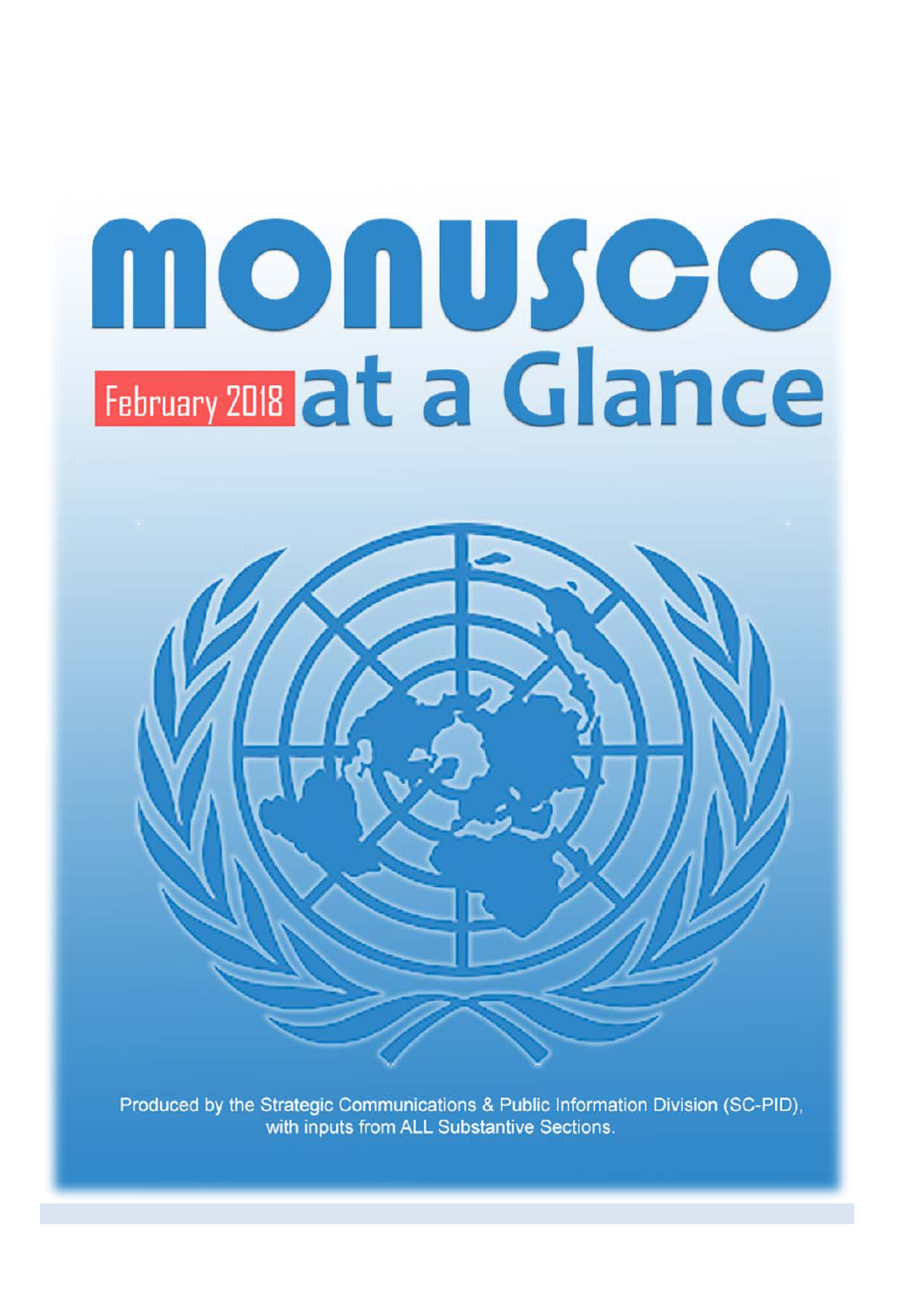# MONUSCO

## February 2018 at a Glance

Produced by the Strategic Communications & Public Information Division (SC-PID), with inputs from ALL Substantive Sections.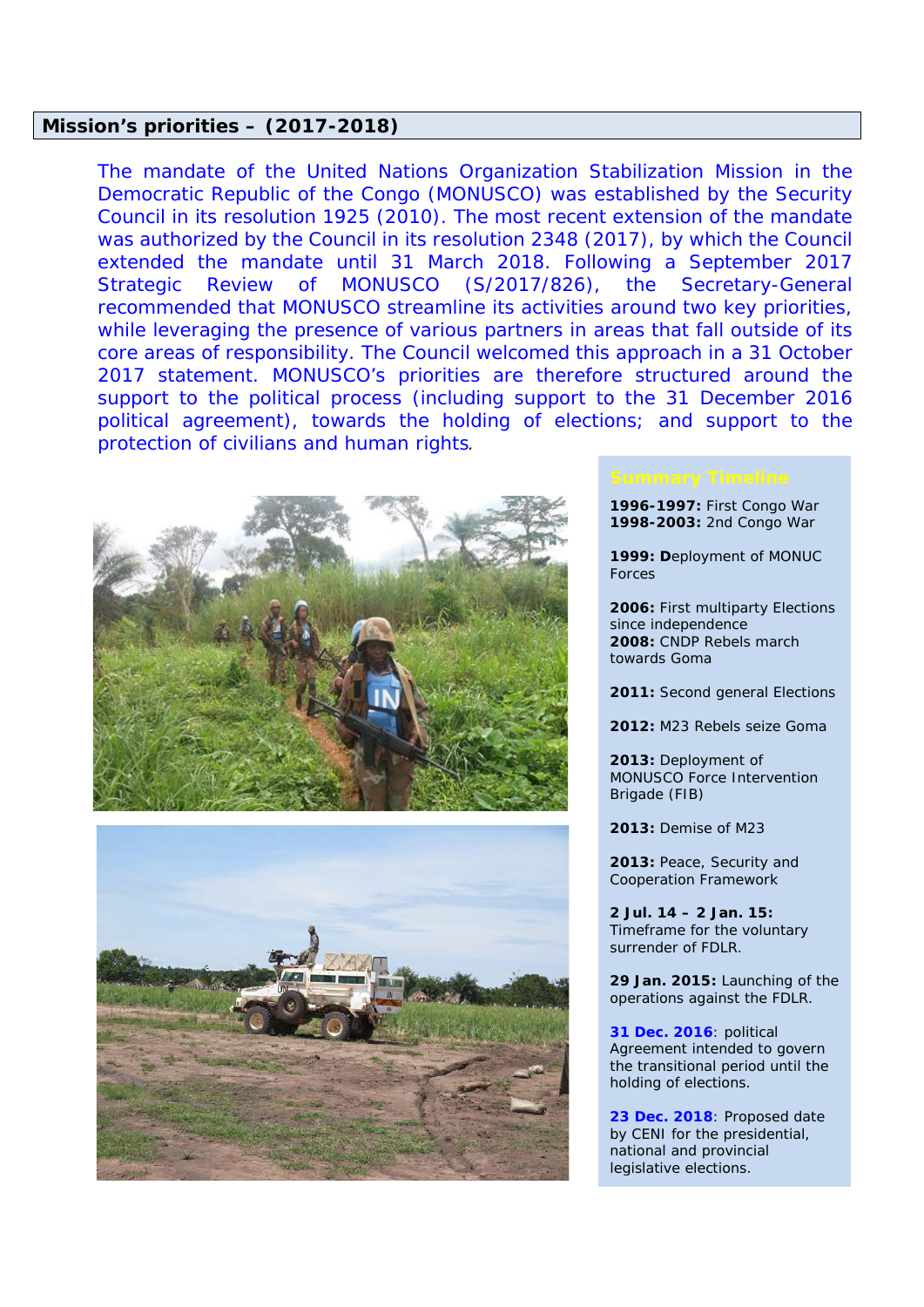## Mission's priorities – (2017-2018)

The mandate of the United Nations Organization Stabilization Mission in the Democratic Republic of the Congo (MONUSCO) was established by the Security Council in its resolution 1925 (2010). The most recent extension of the mandate was authorized by the Council in its resolution 2348 (2017), by which the Council extended the mandate until 31 March 2018. Following a September 2017 Strategic Review of MONUSCO (S/2017/826), the Secretary-General recommended that MONUSCO streamline its activities around two key priorities, while leveraging the presence of various partners in areas that fall outside of its core areas of responsibility. The Council welcomed this approach in a 31 October 2017 statement. MONUSCO's priorities are therefore structured around the support to the political process (including support to the 31 December 2016 political agreement), towards the holding of elections; and support to the protection of civilians and human rights.

### Summary Timeline

**1996-1997:** First Congo War
**1998-2003:** 2nd Congo War

**1999:** **D**eployment of MONUC Forces

**2006:** First multiparty Elections since independence
**2008:** CNDP Rebels march towards Goma

**2011:** Second general Elections

**2012:** M23 Rebels seize Goma

**2013:** Deployment of MONUSCO Force Intervention Brigade (FIB)

**2013:** Demise of M23

**2013:** Peace, Security and Cooperation Framework

**2 Jul. 14 – 2 Jan. 15:** Timeframe for the voluntary surrender of FDLR.

**29 Jan. 2015:** Launching of the operations against the FDLR.

**31 Dec. 2016**: political Agreement intended to govern the transitional period until the holding of elections.

**23 Dec. 2018**: Proposed date by CENI for the presidential, national and provincial legislative elections.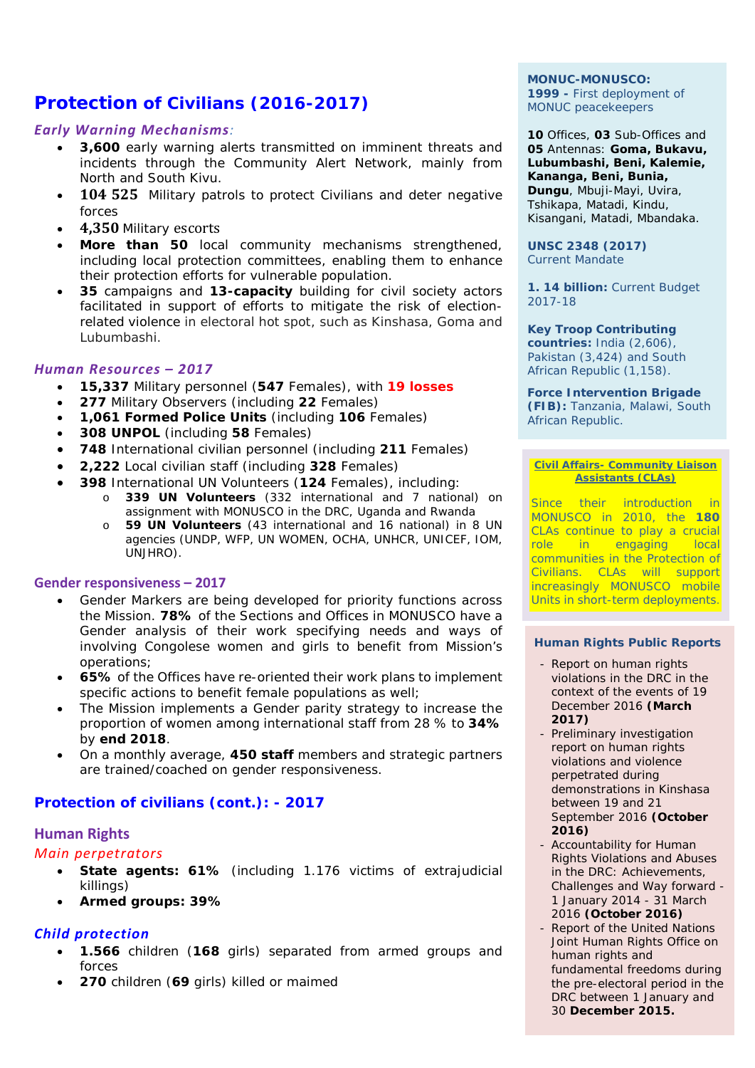## Protection of Civilians (2016-2017)

***Early Warning Mechanisms**:*

- **3,600** early warning alerts transmitted on imminent threats and incidents through the Community Alert Network, mainly from North and South Kivu.
- **104 525** Military patrols to protect Civilians and deter negative forces
- **4,350** Military escorts
- **More than 50** local community mechanisms strengthened, including local protection committees, enabling them to enhance their protection efforts for vulnerable population.
- **35** campaigns and **13-capacity** building for civil society actors facilitated in support of efforts to mitigate the risk of election-related violence in electoral hot spot, such as Kinshasa, Goma and Lubumbashi.

***Human Resources – 2017***

- **15,337** Military personnel (**547** Females), with **19 losses**
- **277** Military Observers (including **22** Females)
- **1,061 Formed Police Units** (including **106** Females)
- **308 UNPOL** (including **58** Females)
- **748** International civilian personnel (including **211** Females)
- **2,222** Local civilian staff (including **328** Females)
- **398** International UN Volunteers (**124** Females), including:
  - **339 UN Volunteers** (332 international and 7 national) on assignment with MONUSCO in the DRC, Uganda and Rwanda
  - **59 UN Volunteers** (43 international and 16 national) in 8 UN agencies (UNDP, WFP, UN WOMEN, OCHA, UNHCR, UNICEF, IOM, UNJHRO).

**Gender responsiveness – 2017**

- Gender Markers are being developed for priority functions across the Mission. **78%** of the Sections and Offices in MONUSCO have a Gender analysis of their work specifying needs and ways of involving Congolese women and girls to benefit from Mission's operations;
- **65%** of the Offices have re-oriented their work plans to implement specific actions to benefit female populations as well;
- The Mission implements a Gender parity strategy to increase the proportion of women among international staff from 28 % to **34%** by **end 2018**.
- On a monthly average, **450 staff** members and strategic partners are trained/coached on gender responsiveness.

## Protection of civilians (cont.): - 2017

### Human Rights

*Main perpetrators*

- **State agents: 61%** (including 1.176 victims of extrajudicial killings)
- **Armed groups: 39%**

***Child protection***

- **1.566** children (**168** girls) separated from armed groups and forces
- **270** children (**69** girls) killed or maimed

**MONUC-MONUSCO:**
**1999 -** First deployment of MONUC peacekeepers

**10** Offices, **03** Sub-Offices and **05** Antennas: **Goma, Bukavu, Lubumbashi, Beni, Kalemie, Kananga, Beni, Bunia, Dungu**, Mbuji-Mayi, Uvira, Tshikapa, Matadi, Kindu, Kisangani, Matadi, Mbandaka.

**UNSC 2348 (2017)**
Current Mandate

**1. 14 billion:** Current Budget 2017-18

**Key Troop Contributing countries:** India (2,606), Pakistan (3,424) and South African Republic (1,158).

**Force Intervention Brigade (FIB):** Tanzania, Malawi, South African Republic.

**Civil Affairs- Community Liaison Assistants (CLAs)**

Since their introduction in MONUSCO in 2010, the **180** CLAs continue to play a crucial role in engaging local communities in the Protection of Civilians. CLAs will support increasingly MONUSCO mobile Units in short-term deployments.

**Human Rights Public Reports**

- Report on human rights violations in the DRC in the context of the events of 19 December 2016 **(March 2017)**
- Preliminary investigation report on human rights violations and violence perpetrated during demonstrations in Kinshasa between 19 and 21 September 2016 **(October 2016)**
- Accountability for Human Rights Violations and Abuses in the DRC: Achievements, Challenges and Way forward - 1 January 2014 - 31 March 2016 **(October 2016)**
- Report of the United Nations Joint Human Rights Office on human rights and fundamental freedoms during the pre-electoral period in the DRC between 1 January and 30 **December 2015.**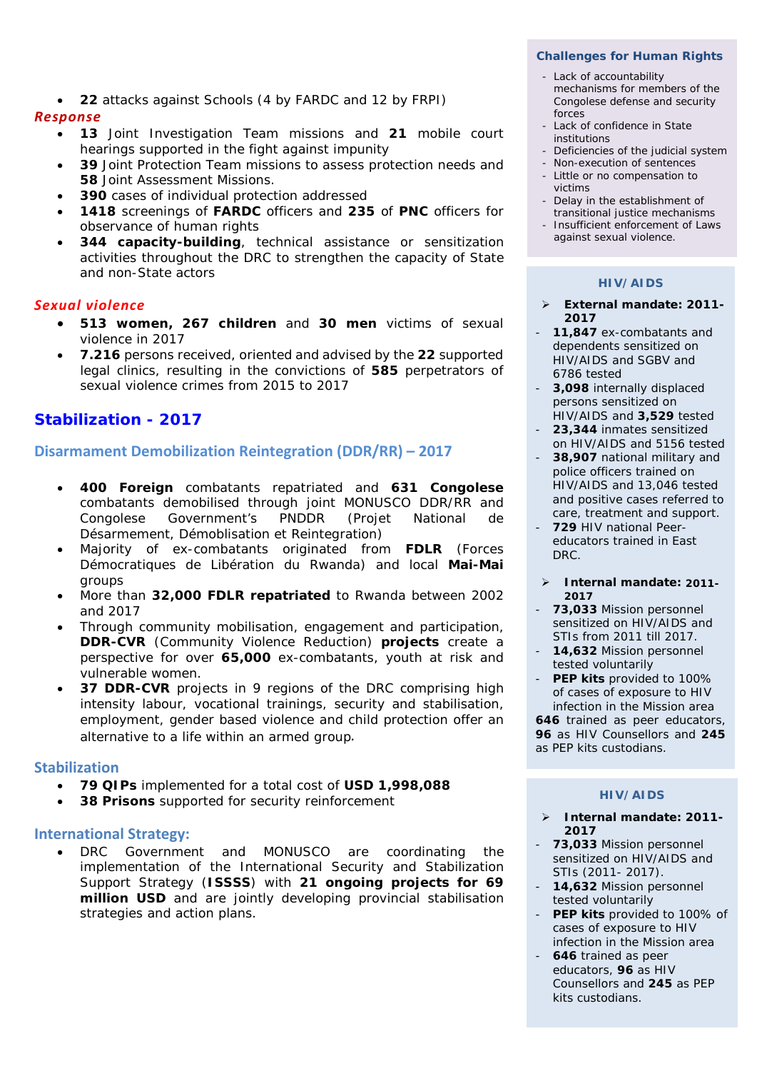- **22** attacks against Schools (4 by FARDC and 12 by FRPI)

***Response***

- **13** Joint Investigation Team missions and **21** mobile court hearings supported in the fight against impunity
- **39** Joint Protection Team missions to assess protection needs and **58** Joint Assessment Missions.
- **390** cases of individual protection addressed
- **1418** screenings of **FARDC** officers and **235** of **PNC** officers for observance of human rights
- **344 capacity-building**, technical assistance or sensitization activities throughout the DRC to strengthen the capacity of State and non-State actors

***Sexual violence***

- **513 women, 267 children** and **30 men** victims of sexual violence in 2017
- **7.216** persons received, oriented and advised by the **22** supported legal clinics, resulting in the convictions of **585** perpetrators of sexual violence crimes from 2015 to 2017

## Stabilization - 2017

### Disarmament Demobilization Reintegration (DDR/RR) – 2017

- **400 Foreign** combatants repatriated and **631 Congolese** combatants demobilised through joint MONUSCO DDR/RR and Congolese Government's PNDDR (Projet National de Désarmement, Démoblisation et Reintegration)
- Majority of ex-combatants originated from **FDLR** (Forces Démocratiques de Libération du Rwanda) and local **Mai-Mai** groups
- More than **32,000 FDLR repatriated** to Rwanda between 2002 and 2017
- Through community mobilisation, engagement and participation, **DDR-CVR** (Community Violence Reduction) **projects** create a perspective for over **65,000** ex-combatants, youth at risk and vulnerable women.
- **37 DDR-CVR** projects in 9 regions of the DRC comprising high intensity labour, vocational trainings, security and stabilisation, employment, gender based violence and child protection offer an alternative to a life within an armed group.

### Stabilization

- **79 QIPs** implemented for a total cost of **USD 1,998,088**
- **38 Prisons** supported for security reinforcement

### International Strategy:

- DRC Government and MONUSCO are coordinating the implementation of the International Security and Stabilization Support Strategy (**ISSSS**) with **21 ongoing projects for 69 million USD** and are jointly developing provincial stabilisation strategies and action plans.

### Challenges for Human Rights

- Lack of accountability mechanisms for members of the Congolese defense and security forces
- Lack of confidence in State institutions
- Deficiencies of the judicial system
- Non-execution of sentences
- Little or no compensation to victims
- Delay in the establishment of transitional justice mechanisms
- Insufficient enforcement of Laws against sexual violence.

### HIV/AIDS

- **External mandate: 2011-2017**
  - **11,847** ex-combatants and dependents sensitized on HIV/AIDS and SGBV and 6786 tested
  - **3,098** internally displaced persons sensitized on HIV/AIDS and **3,529** tested
  - **23,344** inmates sensitized on HIV/AIDS and 5156 tested
  - **38,907** national military and police officers trained on HIV/AIDS and 13,046 tested and positive cases referred to care, treatment and support.
  - **729** HIV national Peer-educators trained in East DRC.

- **Internal mandate: 2011-2017**
  - **73,033** Mission personnel sensitized on HIV/AIDS and STIs from 2011 till 2017.
  - **14,632** Mission personnel tested voluntarily
  - **PEP kits** provided to 100% of cases of exposure to HIV infection in the Mission area

**646** trained as peer educators, **96** as HIV Counsellors and **245** as PEP kits custodians.

### HIV/AIDS

- **Internal mandate: 2011-2017**
  - **73,033** Mission personnel sensitized on HIV/AIDS and STIs (2011- 2017).
  - **14,632** Mission personnel tested voluntarily
  - **PEP kits** provided to 100% of cases of exposure to HIV infection in the Mission area
  - **646** trained as peer educators, **96** as HIV Counsellors and **245** as PEP kits custodians.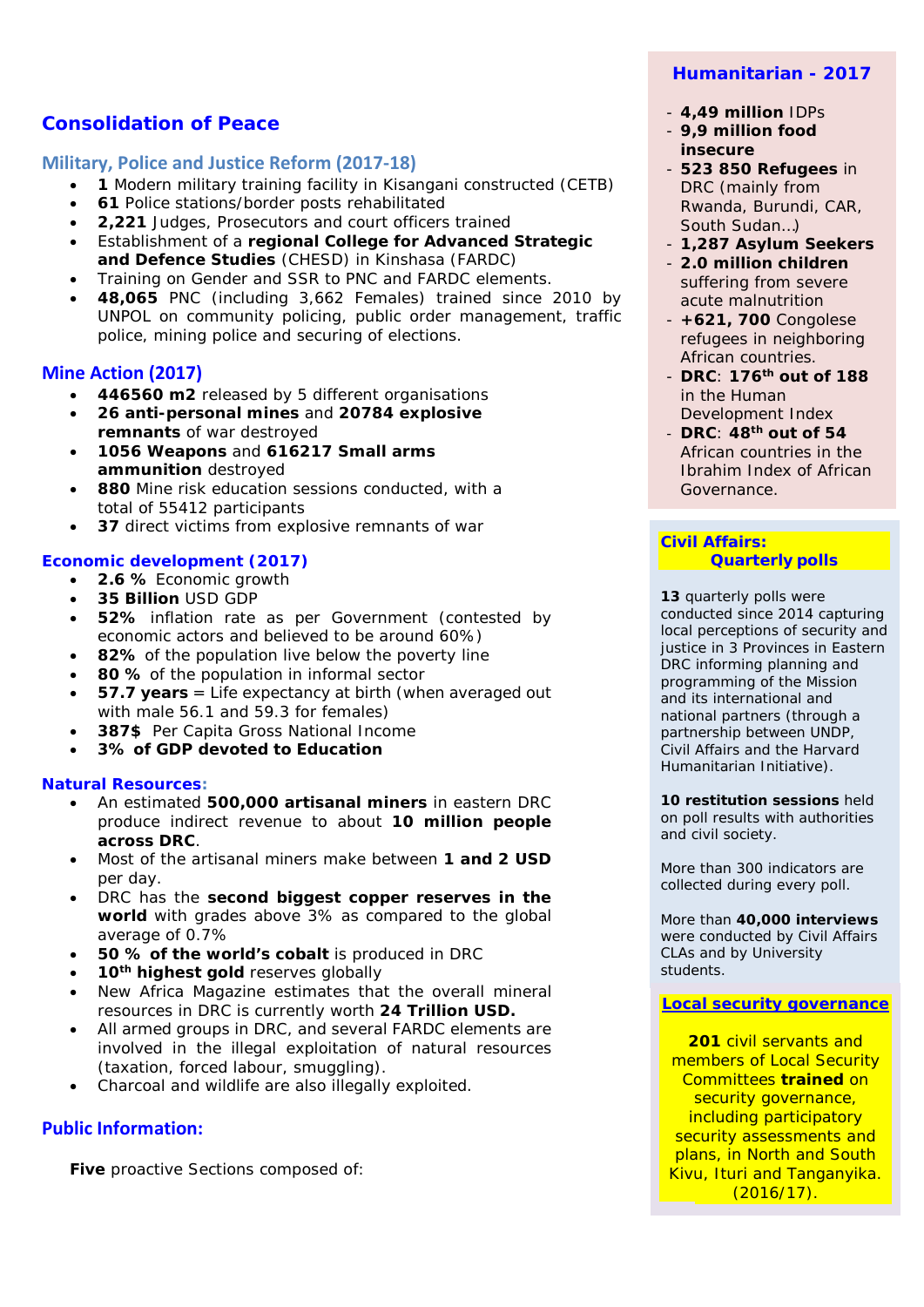## Consolidation of Peace

### Military, Police and Justice Reform (2017-18)

- **1** Modern military training facility in Kisangani constructed (CETB)
- **61** Police stations/border posts rehabilitated
- **2,221** Judges, Prosecutors and court officers trained
- Establishment of a **regional College for Advanced Strategic and Defence Studies** (CHESD) in Kinshasa (FARDC)
- Training on Gender and SSR to PNC and FARDC elements.
- **48,065** PNC (including 3,662 Females) trained since 2010 by UNPOL on community policing, public order management, traffic police, mining police and securing of elections.

### Mine Action (2017)

- **446560 m2** released by 5 different organisations
- **26 anti-personal mines** and **20784 explosive remnants** of war destroyed
- **1056 Weapons** and **616217 Small arms ammunition** destroyed
- **880** Mine risk education sessions conducted, with a total of 55412 participants
- **37** direct victims from explosive remnants of war

### Economic development (2017)

- **2.6 %** Economic growth
- **35 Billion** USD GDP
- **52%** inflation rate as per Government (contested by economic actors and believed to be around 60%)
- **82%** of the population live below the poverty line
- **80 %** of the population in informal sector
- **57.7 years** = Life expectancy at birth (when averaged out with male 56.1 and 59.3 for females)
- **387$** Per Capita Gross National Income
- **3% of GDP devoted to Education**

### Natural Resources:

- An estimated **500,000 artisanal miners** in eastern DRC produce indirect revenue to about **10 million people across DRC**.
- Most of the artisanal miners make between **1 and 2 USD** per day.
- DRC has the **second biggest copper reserves in the world** with grades above 3% as compared to the global average of 0.7%
- **50 % of the world's cobalt** is produced in DRC
- **10th highest gold** reserves globally
- New Africa Magazine estimates that the overall mineral resources in DRC is currently worth **24 Trillion USD.**
- All armed groups in DRC, and several FARDC elements are involved in the illegal exploitation of natural resources (taxation, forced labour, smuggling).
- Charcoal and wildlife are also illegally exploited.

### Public Information:

**Five** proactive Sections composed of:

## Humanitarian - 2017

- **4,49 million** IDPs
- **9,9 million food insecure**
- **523 850 Refugees** in DRC (mainly from Rwanda, Burundi, CAR, South Sudan…)
- **1,287 Asylum Seekers**
- **2.0 million children** suffering from severe acute malnutrition
- **+621, 700** Congolese refugees in neighboring African countries.
- **DRC**: **176th out of 188** in the Human Development Index
- **DRC**: **48th out of 54** African countries in the Ibrahim Index of African Governance.

### Civil Affairs: Quarterly polls

**13** quarterly polls were conducted since 2014 capturing local perceptions of security and justice in 3 Provinces in Eastern DRC informing planning and programming of the Mission and its international and national partners (through a partnership between UNDP, Civil Affairs and the Harvard Humanitarian Initiative).

**10 restitution sessions** held on poll results with authorities and civil society.

More than 300 indicators are collected during every poll.

More than **40,000 interviews** were conducted by Civil Affairs CLAs and by University students.

### Local security governance

**201** civil servants and members of Local Security Committees **trained** on security governance, including participatory security assessments and plans, in North and South Kivu, Ituri and Tanganyika. (2016/17).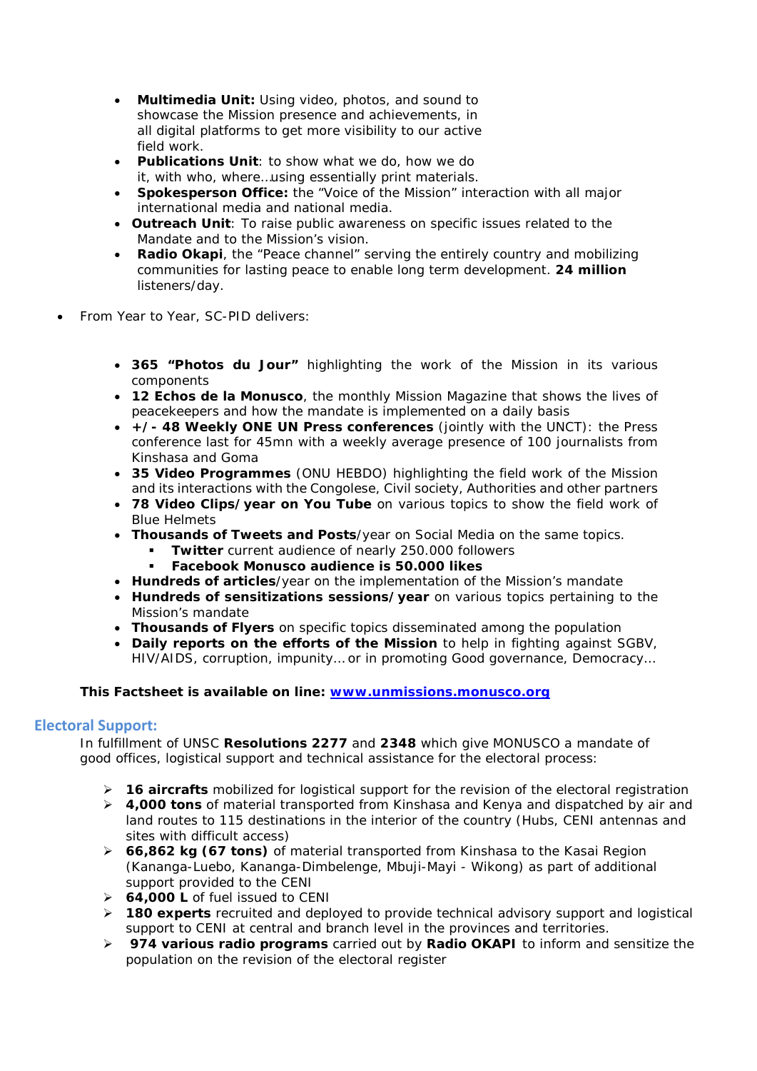- **Multimedia Unit:** Using video, photos, and sound to showcase the Mission presence and achievements, in all digital platforms to get more visibility to our active field work.
- **Publications Unit**: to show what we do, how we do it, with who, where…using essentially print materials.
- **Spokesperson Office:** the "Voice of the Mission" interaction with all major international media and national media.
- **Outreach Unit**: To raise public awareness on specific issues related to the Mandate and to the Mission's vision.
- **Radio Okapi**, the "Peace channel" serving the entirely country and mobilizing communities for lasting peace to enable long term development. **24 million** listeners/day.

- From Year to Year, SC-PID delivers:

  - **365 "Photos du Jour"** highlighting the work of the Mission in its various components
  - **12 Echos de la Monusco**, the monthly Mission Magazine that shows the lives of peacekeepers and how the mandate is implemented on a daily basis
  - **+/- 48 Weekly ONE UN Press conferences** (jointly with the UNCT): the Press conference last for 45mn with a weekly average presence of 100 journalists from Kinshasa and Goma
  - **35 Video Programmes** (ONU HEBDO) highlighting the field work of the Mission and its interactions with the Congolese, Civil society, Authorities and other partners
  - **78 Video Clips/year on You Tube** on various topics to show the field work of Blue Helmets
  - **Thousands of Tweets and Posts**/year on Social Media on the same topics.
    - **Twitter** current audience of nearly 250.000 followers
    - **Facebook Monusco audience is 50.000 likes**
  - **Hundreds of articles**/year on the implementation of the Mission's mandate
  - **Hundreds of sensitizations sessions/year** on various topics pertaining to the Mission's mandate
  - **Thousands of Flyers** on specific topics disseminated among the population
  - **Daily reports on the efforts of the Mission** to help in fighting against SGBV, HIV/AIDS, corruption, impunity… or in promoting Good governance, Democracy…

**This Factsheet is available on line: [www.unmissions.monusco.org](www.unmissions.monusco.org)**

## Electoral Support:

In fulfillment of UNSC **Resolutions 2277** and **2348** which give MONUSCO a mandate of good offices, logistical support and technical assistance for the electoral process:

- **16 aircrafts** mobilized for logistical support for the revision of the electoral registration
- **4,000 tons** of material transported from Kinshasa and Kenya and dispatched by air and land routes to 115 destinations in the interior of the country (Hubs, CENI antennas and sites with difficult access)
- **66,862 kg (67 tons)** of material transported from Kinshasa to the Kasai Region (Kananga-Luebo, Kananga-Dimbelenge, Mbuji-Mayi - Wikong) as part of additional support provided to the CENI
- **64,000 L** of fuel issued to CENI
- **180 experts** recruited and deployed to provide technical advisory support and logistical support to CENI at central and branch level in the provinces and territories.
- **974 various radio programs** carried out by **Radio OKAPI** to inform and sensitize the population on the revision of the electoral register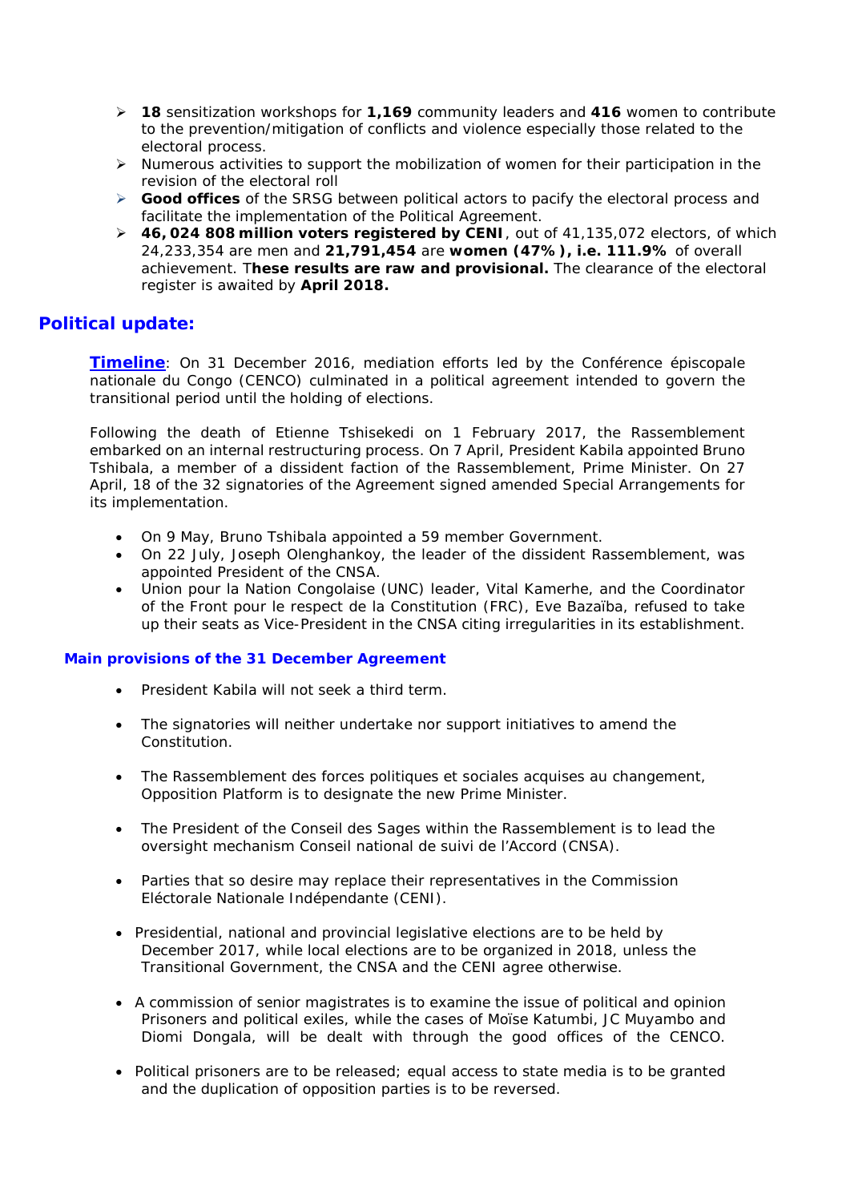- **18** sensitization workshops for **1,169** community leaders and **416** women to contribute to the prevention/mitigation of conflicts and violence especially those related to the electoral process.
- Numerous activities to support the mobilization of women for their participation in the revision of the electoral roll
- **Good offices** of the SRSG between political actors to pacify the electoral process and facilitate the implementation of the Political Agreement.
- **46, 024 808 million voters registered by CENI**, out of 41,135,072 electors, of which 24,233,354 are men and **21,791,454** are **women (47%), i.e. 111.9%** of overall achievement. T**hese results are raw and provisional.** The clearance of the electoral register is awaited by **April 2018.**

## Political update:

**Timeline**: On 31 December 2016, mediation efforts led by the Conférence épiscopale nationale du Congo (CENCO) culminated in a political agreement intended to govern the transitional period until the holding of elections.

Following the death of Etienne Tshisekedi on 1 February 2017, the Rassemblement embarked on an internal restructuring process. On 7 April, President Kabila appointed Bruno Tshibala, a member of a dissident faction of the Rassemblement, Prime Minister. On 27 April, 18 of the 32 signatories of the Agreement signed amended Special Arrangements for its implementation.

- On 9 May, Bruno Tshibala appointed a 59 member Government.
- On 22 July, Joseph Olenghankoy, the leader of the dissident Rassemblement, was appointed President of the CNSA.
- Union pour la Nation Congolaise (UNC) leader, Vital Kamerhe, and the Coordinator of the Front pour le respect de la Constitution (FRC), Eve Bazaïba, refused to take up their seats as Vice-President in the CNSA citing irregularities in its establishment.

### Main provisions of the 31 December Agreement

- President Kabila will not seek a third term.
- The signatories will neither undertake nor support initiatives to amend the Constitution.
- The Rassemblement des forces politiques et sociales acquises au changement, Opposition Platform is to designate the new Prime Minister.
- The President of the Conseil des Sages within the Rassemblement is to lead the oversight mechanism Conseil national de suivi de l'Accord (CNSA).
- Parties that so desire may replace their representatives in the Commission Eléctorale Nationale Indépendante (CENI).
- Presidential, national and provincial legislative elections are to be held by December 2017, while local elections are to be organized in 2018, unless the Transitional Government, the CNSA and the CENI agree otherwise.
- A commission of senior magistrates is to examine the issue of political and opinion Prisoners and political exiles, while the cases of Moïse Katumbi, JC Muyambo and Diomi Dongala, will be dealt with through the good offices of the CENCO.
- Political prisoners are to be released; equal access to state media is to be granted and the duplication of opposition parties is to be reversed.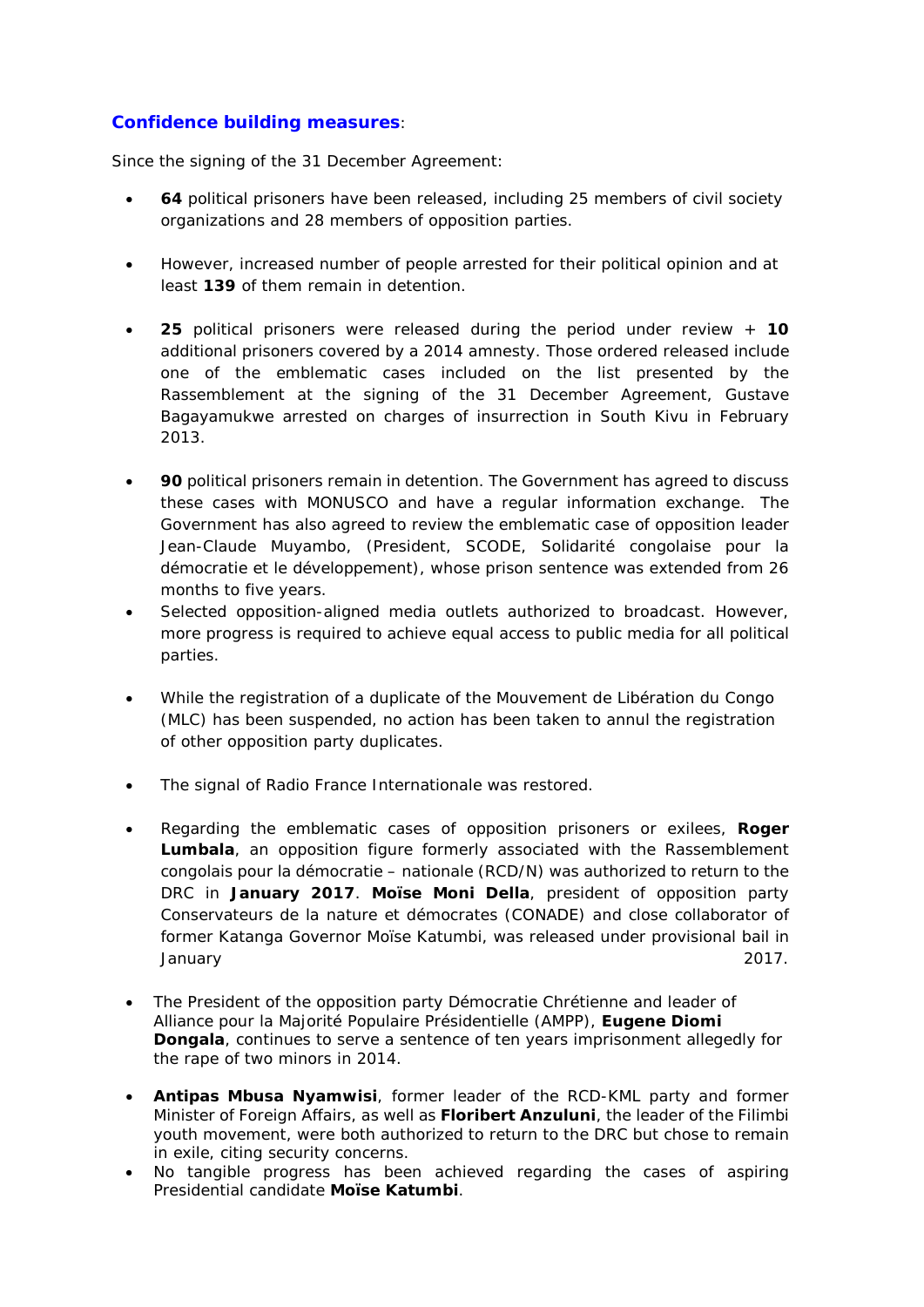**Confidence building measures**:

Since the signing of the 31 December Agreement:

- **64** political prisoners have been released, including 25 members of civil society organizations and 28 members of opposition parties.

- However, increased number of people arrested for their political opinion and at least **139** of them remain in detention.

- **25** political prisoners were released during the period under review + **10** additional prisoners covered by a 2014 amnesty. Those ordered released include one of the emblematic cases included on the list presented by the Rassemblement at the signing of the 31 December Agreement, Gustave Bagayamukwe arrested on charges of insurrection in South Kivu in February 2013.

- **90** political prisoners remain in detention. The Government has agreed to discuss these cases with MONUSCO and have a regular information exchange. The Government has also agreed to review the emblematic case of opposition leader Jean-Claude Muyambo, (President, SCODE, Solidarité congolaise pour la démocratie et le développement), whose prison sentence was extended from 26 months to five years.
- Selected opposition-aligned media outlets authorized to broadcast. However, more progress is required to achieve equal access to public media for all political parties.

- While the registration of a duplicate of the Mouvement de Libération du Congo (MLC) has been suspended, no action has been taken to annul the registration of other opposition party duplicates.

- The signal of Radio France Internationale was restored.

- Regarding the emblematic cases of opposition prisoners or exilees, **Roger Lumbala**, an opposition figure formerly associated with the Rassemblement congolais pour la démocratie – nationale (RCD/N) was authorized to return to the DRC in **January 2017**. **Moïse Moni Della**, president of opposition party Conservateurs de la nature et démocrates (CONADE) and close collaborator of former Katanga Governor Moïse Katumbi, was released under provisional bail in January 2017.

- The President of the opposition party Démocratie Chrétienne and leader of Alliance pour la Majorité Populaire Présidentielle (AMPP), **Eugene Diomi Dongala**, continues to serve a sentence of ten years imprisonment allegedly for the rape of two minors in 2014.

- **Antipas Mbusa Nyamwisi**, former leader of the RCD-KML party and former Minister of Foreign Affairs, as well as **Floribert Anzuluni**, the leader of the Filimbi youth movement, were both authorized to return to the DRC but chose to remain in exile, citing security concerns.
- No tangible progress has been achieved regarding the cases of aspiring Presidential candidate **Moïse Katumbi**.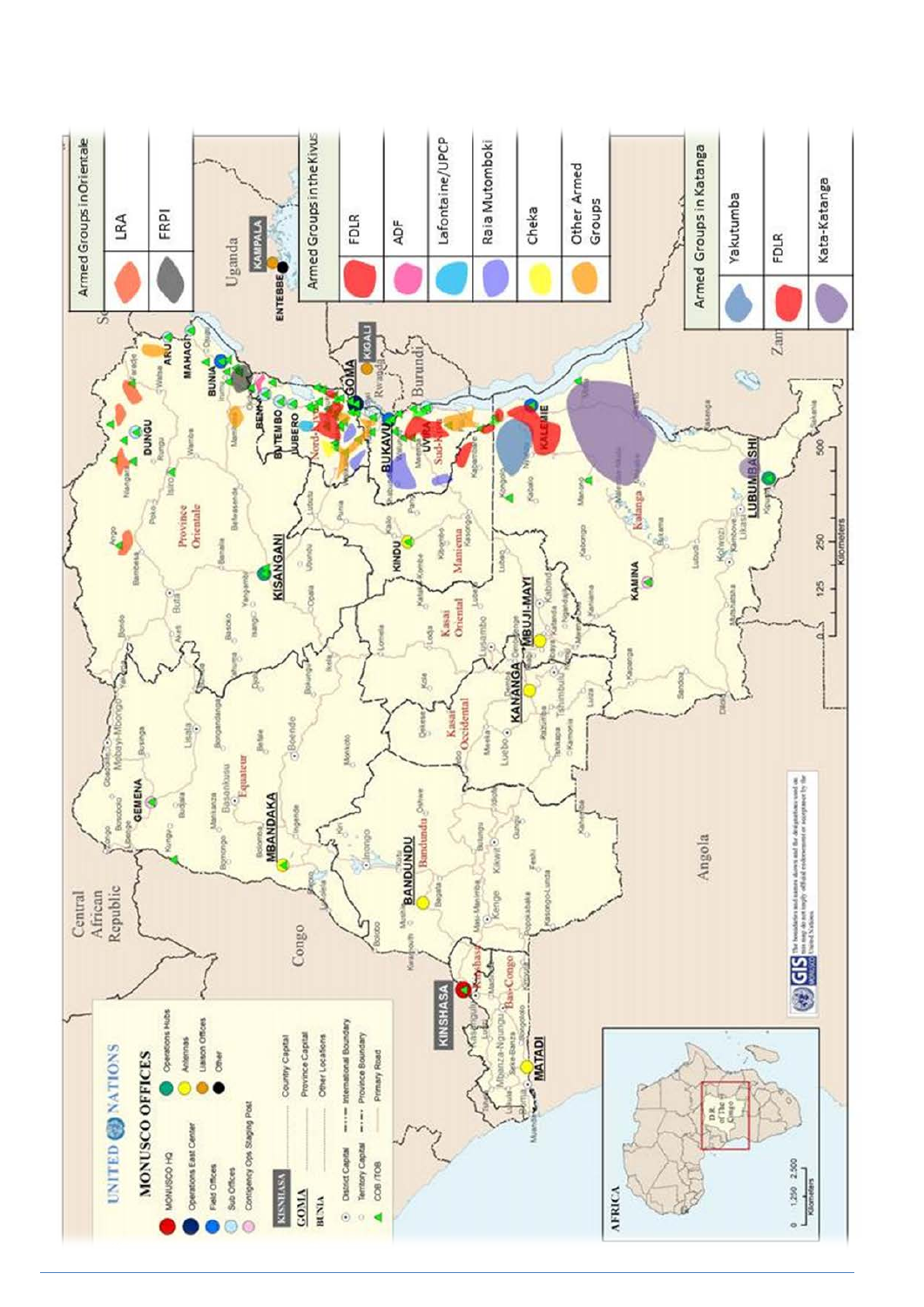UNITED NATIONS

MONUSCO OFFICES

MONUSCO HQ
Operations East Center
Field Offices
Sub Offices
Contingency Ops Staging Post

Operations Hubs
Antennas
Liaison Offices
Other

KINSHASA — Country Capital
GOMA — Province Capital
BUNIA — Other Locations

District Capital
Territory Capital
COB /TOB

International Boundary
Province Boundary
Primary Road

Armed Groups in Orientale

LRA
FRPI

Armed Groups in the Kivus

FDLR
ADF
Lafontaine/UPCP
Raia Mutomboki
Cheka
Other Armed Groups

Armed Groups in Katanga

Yakutumba
FDLR
Kata-Katanga

AFRICA

0 1,250 2,500 Kilometers

0 125 250 500 Kilometers

The boundaries and names shown and the designations used on this map do not imply official endorsement or acceptance by the United Nations